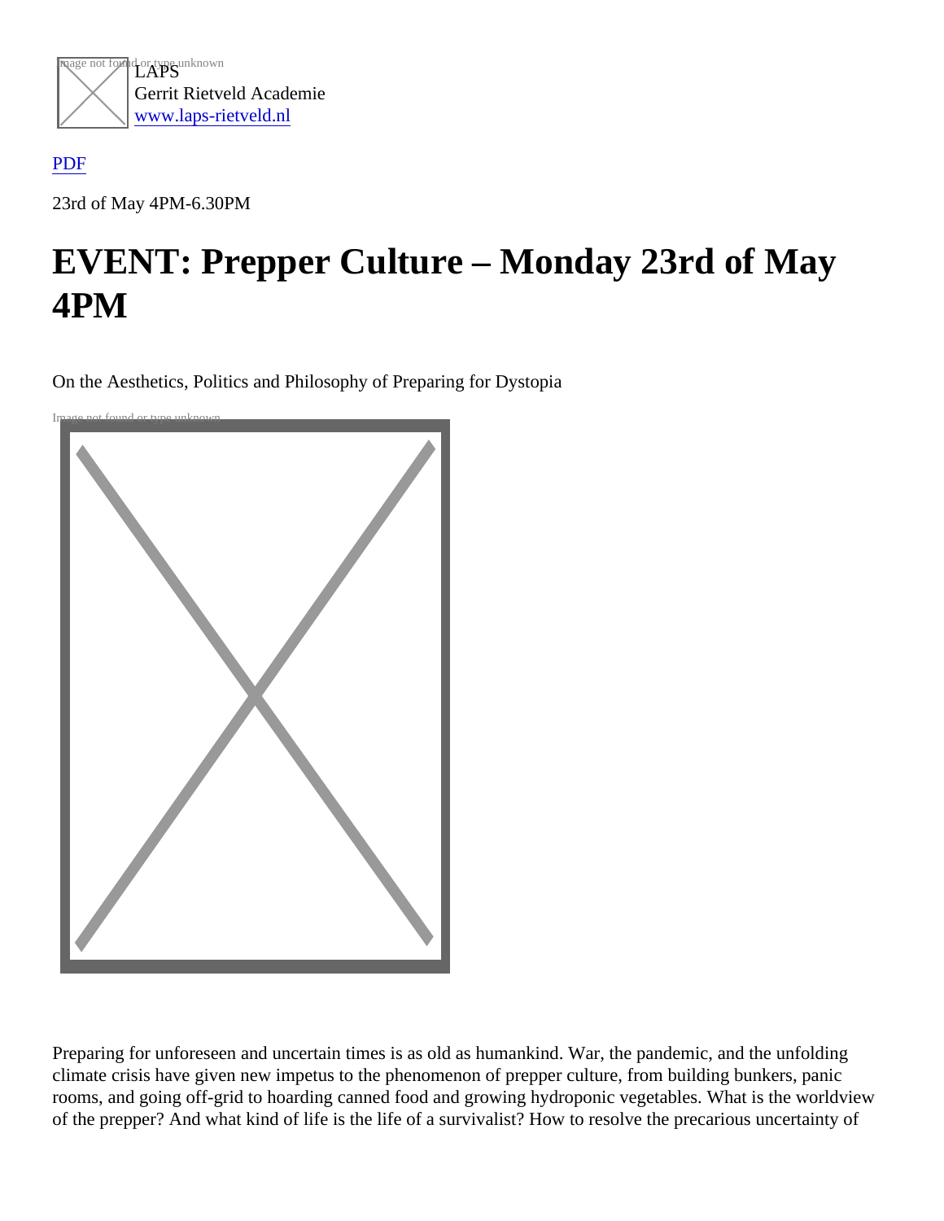LAPS
Gerrit Rietveld Academie
www.laps-rietveld.nl

PDF

23rd of May 4PM-6.30PM

# EVENT: Prepper Culture – Monday 23rd of May 4PM

On the Aesthetics, Politics and Philosophy of Preparing for Dystopia

Preparing for unforeseen and uncertain times is as old as humankind. War, the pandemic, and the unfolding climate crisis have given new impetus to the phenomenon of prepper culture, from building bunkers, panic rooms, and going off-grid to hoarding canned food and growing hydroponic vegetables. What is the worldview of the prepper? And what kind of life is the life of a survivalist? How to resolve the precarious uncertainty of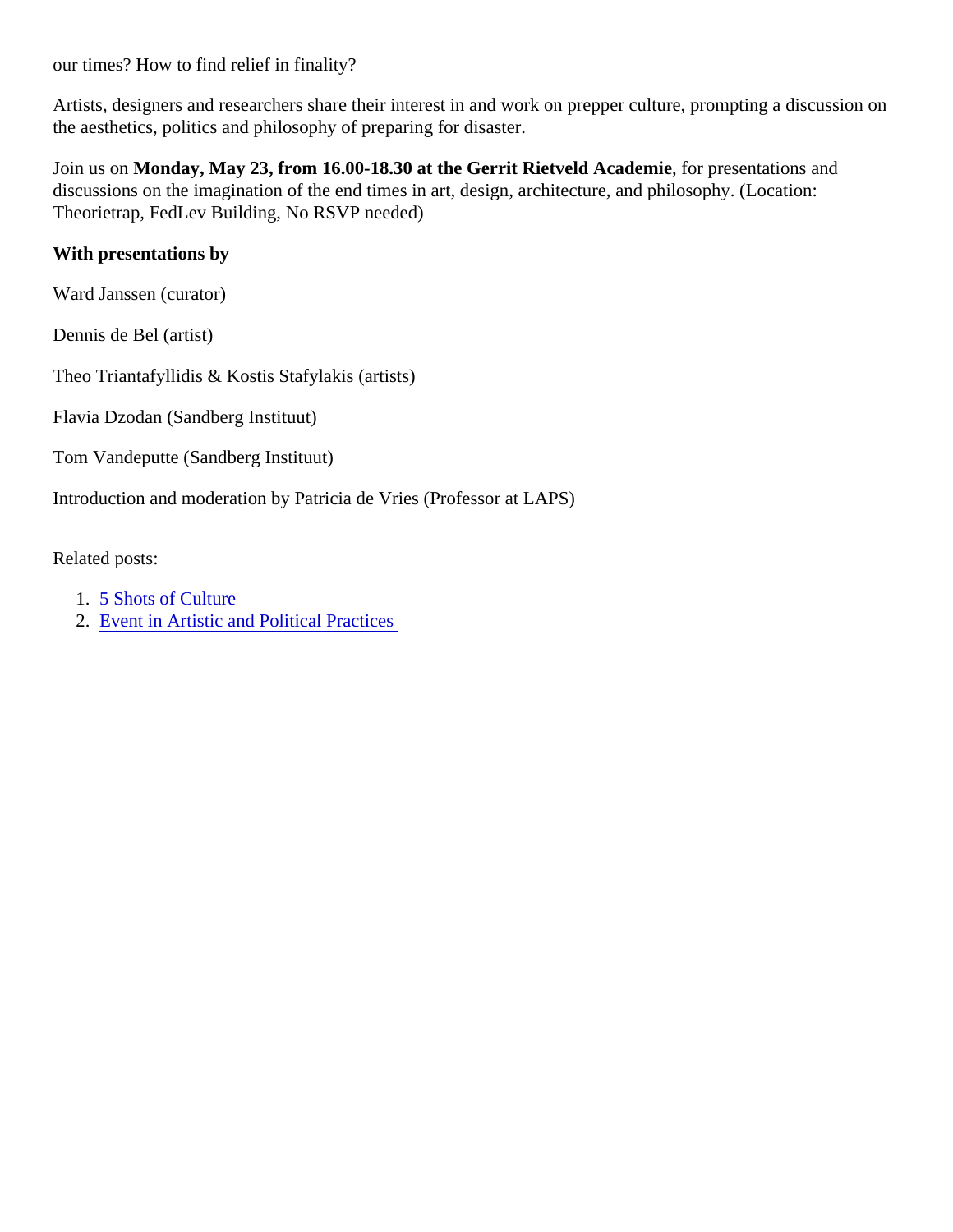our times? How to find relief in finality?

Artists, designers and researchers share their interest in and work on prepper culture, prompting a discussion on the aesthetics, politics and philosophy of preparing for disaster.

Join us on **Monday, May 23, from 16.00-18.30 at the Gerrit Rietveld Academie**, for presentations and discussions on the imagination of the end times in art, design, architecture, and philosophy. (Location: Theorietrap, FedLev Building, No RSVP needed)

**With presentations by**

Ward Janssen (curator)

Dennis de Bel (artist)

Theo Triantafyllidis & Kostis Stafylakis (artists)

Flavia Dzodan (Sandberg Instituut)

Tom Vandeputte (Sandberg Instituut)

Introduction and moderation by Patricia de Vries (Professor at LAPS)

Related posts:

1. 5 Shots of Culture
2. Event in Artistic and Political Practices